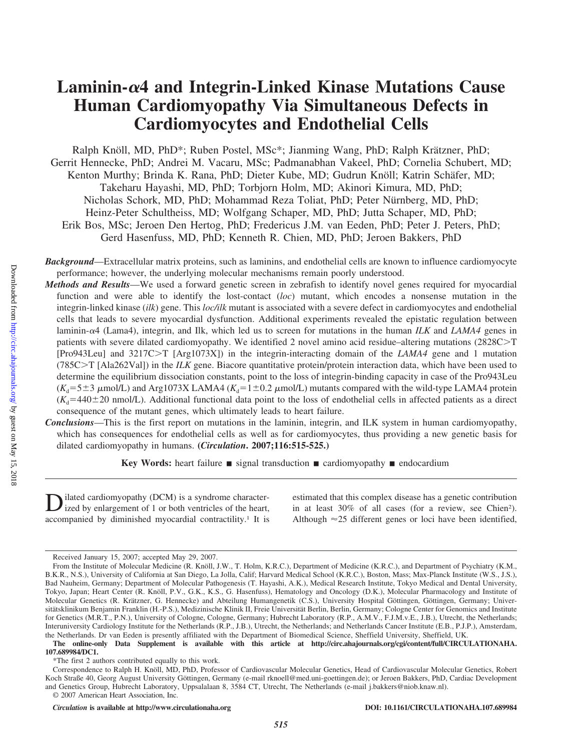# Laminin-α4 and Integrin-Linked Kinase Mutations Cause Human Cardiomyopathy Via Simultaneous Defects in Cardiomyocytes and Endothelial Cells

Ralph Knöll, MD, PhD*; Ruben Postel, MSc*; Jianming Wang, PhD; Ralph Krätzner, PhD; Gerrit Hennecke, PhD; Andrei M. Vacaru, MSc; Padmanabhan Vakeel, PhD; Cornelia Schubert, MD; Kenton Murthy; Brinda K. Rana, PhD; Dieter Kube, MD; Gudrun Knöll; Katrin Schäfer, MD; Takeharu Hayashi, MD, PhD; Torbjorn Holm, MD; Akinori Kimura, MD, PhD; Nicholas Schork, MD, PhD; Mohammad Reza Toliat, PhD; Peter Nürnberg, MD, PhD; Heinz-Peter Schultheiss, MD; Wolfgang Schaper, MD, PhD; Jutta Schaper, MD, PhD; Erik Bos, MSc; Jeroen Den Hertog, PhD; Fredericus J.M. van Eeden, PhD; Peter J. Peters, PhD; Gerd Hasenfuss, MD; Kenneth R. Chien, MD, PhD; Jeroen Bakkers, PhD

***Background*****—**Extracellular matrix proteins, such as laminins, and endothelial cells are known to influence cardiomyocyte performance; however, the underlying molecular mechanisms remain poorly understood.

***Methods and Results*****—**We used a forward genetic screen in zebrafish to identify novel genes required for myocardial function and were able to identify the lost-contact (*loc*) mutant, which encodes a nonsense mutation in the integrin-linked kinase (*ilk*) gene. This *loc/ilk* mutant is associated with a severe defect in cardiomyocytes and endothelial cells that leads to severe myocardial dysfunction. Additional experiments revealed the epistatic regulation between laminin-α4 (Lama4), integrin, and Ilk, which led us to screen for mutations in the human *ILK* and *LAMA4* genes in patients with severe dilated cardiomyopathy. We identified 2 novel amino acid residue–altering mutations (2828C>T [Pro943Leu] and 3217C>T [Arg1073X]) in the integrin-interacting domain of the *LAMA4* gene and 1 mutation (785C>T [Ala262Val]) in the *ILK* gene. Biacore quantitative protein/protein interaction data, which have been used to determine the equilibrium dissociation constants, point to the loss of integrin-binding capacity in case of the Pro943Leu ($K_d$=5±3 μmol/L) and Arg1073X LAMA4 ($K_d$=1±0.2 μmol/L) mutants compared with the wild-type LAMA4 protein ($K_d$=440±20 nmol/L). Additional functional data point to the loss of endothelial cells in affected patients as a direct consequence of the mutant genes, which ultimately leads to heart failure.

***Conclusions*****—**This is the first report on mutations in the laminin, integrin, and ILK system in human cardiomyopathy, which has consequences for endothelial cells as well as for cardiomyocytes, thus providing a new genetic basis for dilated cardiomyopathy in humans. **(*Circulation*. 2007;116:515-525.)**

**Key Words:** heart failure ■ signal transduction ■ cardiomyopathy ■ endocardium

Dilated cardiomyopathy (DCM) is a syndrome characterized by enlargement of 1 or both ventricles of the heart, accompanied by diminished myocardial contractility.[1] It is estimated that this complex disease has a genetic contribution in at least 30% of all cases (for a review, see Chien[2]). Although ≈25 different genes or loci have been identified,

Received January 15, 2007; accepted May 29, 2007.

From the Institute of Molecular Medicine (R. Knöll, J.W., T. Holm, K.R.C.), Department of Medicine (K.R.C.), and Department of Psychiatry (K.M., B.K.R., N.S.), University of California at San Diego, La Jolla, Calif; Harvard Medical School (K.R.C.), Boston, Mass; Max-Planck Institute (W.S., J.S.), Bad Nauheim, Germany; Department of Molecular Pathogenesis (T. Hayashi, A.K.), Medical Research Institute, Tokyo Medical and Dental University, Tokyo, Japan; Heart Center (R. Knöll, P.V., G.K., K.S., G. Hasenfuss), Hematology and Oncology (D.K.), Molecular Pharmacology and Institute of Molecular Genetics (R. Krätzner, G. Hennecke) and Abteilung Humangenetik (C.S.), University Hospital Göttingen, Göttingen, Germany; Universitätsklinikum Benjamin Franklin (H.-P.S.), Medizinische Klinik II, Freie Universität Berlin, Berlin, Germany; Cologne Center for Genomics and Institute for Genetics (M.R.T., P.N.), University of Cologne, Cologne, Germany; Hubrecht Laboratory (R.P., A.M.V., F.J.M.v.E., J.B.), Utrecht, the Netherlands; Interuniversity Cardiology Institute for the Netherlands (R.P., J.B.), Utrecht, the Netherlands; and Netherlands Cancer Institute (E.B., P.J.P.), Amsterdam, the Netherlands. Dr van Eeden is presently affiliated with the Department of Biomedical Science, Sheffield University, Sheffield, UK.

**The online-only Data Supplement is available with this article at http://circ.ahajournals.org/cgi/content/full/CIRCULATIONAHA.107.689984/DC1.**

*The first 2 authors contributed equally to this work.

Correspondence to Ralph H. Knöll, MD, PhD, Professor of Cardiovascular Molecular Genetics, Head of Cardiovascular Molecular Genetics, Robert Koch Straße 40, Georg August University Göttingen, Germany (e-mail rknoell@med.uni-goettingen.de); or Jeroen Bakkers, PhD, Cardiac Development and Genetics Group, Hubrecht Laboratory, Uppsalalaan 8, 3584 CT, Utrecht, The Netherlands (e-mail j.bakkers@niob.knaw.nl).

© 2007 American Heart Association, Inc.

*Circulation* **is available at http://www.circulationaha.org** DOI: 10.1161/CIRCULATIONAHA.107.689984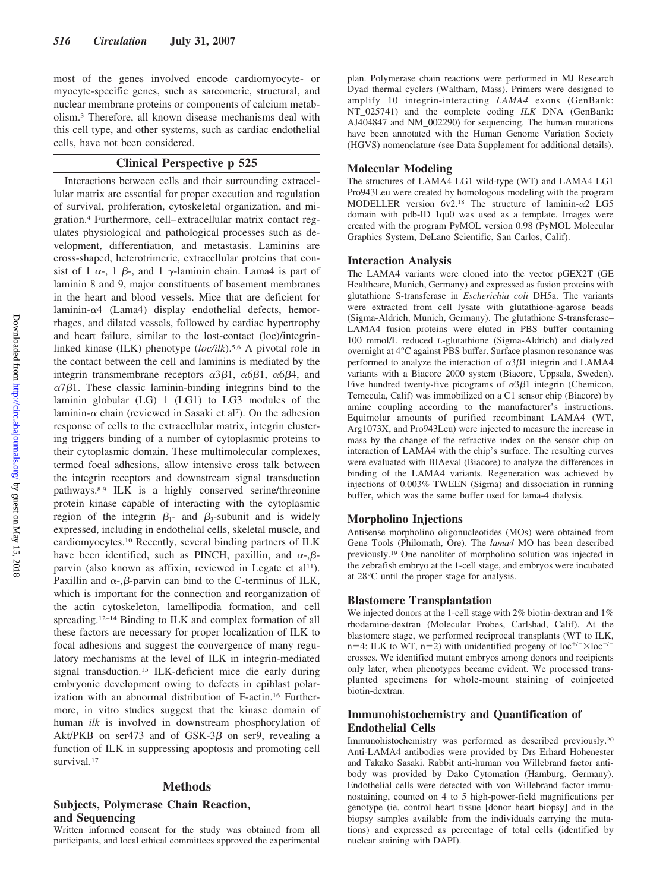most of the genes involved encode cardiomyocyte- or myocyte-specific genes, such as sarcomeric, structural, and nuclear membrane proteins or components of calcium metabolism.[3] Therefore, all known disease mechanisms deal with this cell type, and other systems, such as cardiac endothelial cells, have not been considered.

## Clinical Perspective p 525

Interactions between cells and their surrounding extracellular matrix are essential for proper execution and regulation of survival, proliferation, cytoskeletal organization, and migration.[4] Furthermore, cell–extracellular matrix contact regulates physiological and pathological processes such as development, differentiation, and metastasis. Laminins are cross-shaped, heterotrimeric, extracellular proteins that consist of 1 $\alpha$-, 1 $\beta$-, and 1 $\gamma$-laminin chain. Lama4 is part of laminin 8 and 9, major constituents of basement membranes in the heart and blood vessels. Mice that are deficient for laminin-$\alpha$4 (Lama4) display endothelial defects, hemorrhages, and dilated vessels, followed by cardiac hypertrophy and heart failure, similar to the lost-contact (loc)/integrin-linked kinase (ILK) phenotype (*loc/ilk*).[5,6] A pivotal role in the contact between the cell and laminins is mediated by the integrin transmembrane receptors $\alpha3\beta1$, $\alpha6\beta1$, $\alpha6\beta4$, and $\alpha7\beta1$. These classic laminin-binding integrins bind to the laminin globular (LG) 1 (LG1) to LG3 modules of the laminin-$\alpha$ chain (reviewed in Sasaki et al[7]). On the adhesion response of cells to the extracellular matrix, integrin clustering triggers binding of a number of cytoplasmic proteins to their cytoplasmic domain. These multimolecular complexes, termed focal adhesions, allow intensive cross talk between the integrin receptors and downstream signal transduction pathways.[8,9] ILK is a highly conserved serine/threonine protein kinase capable of interacting with the cytoplasmic region of the integrin $\beta_1$- and $\beta_3$-subunit and is widely expressed, including in endothelial cells, skeletal muscle, and cardiomyocytes.[10] Recently, several binding partners of ILK have been identified, such as PINCH, paxillin, and $\alpha$-,$\beta$-parvin (also known as affixin, reviewed in Legate et al[11]). Paxillin and $\alpha$-,$\beta$-parvin can bind to the C-terminus of ILK, which is important for the connection and reorganization of the actin cytoskeleton, lamellipodia formation, and cell spreading.[12–14] Binding to ILK and complex formation of all these factors are necessary for proper localization of ILK to focal adhesions and suggest the convergence of many regulatory mechanisms at the level of ILK in integrin-mediated signal transduction.[15] ILK-deficient mice die early during embryonic development owing to defects in epiblast polarization with an abnormal distribution of F-actin.[16] Furthermore, in vitro studies suggest that the kinase domain of human *ilk* is involved in downstream phosphorylation of Akt/PKB on ser473 and of GSK-3$\beta$ on ser9, revealing a function of ILK in suppressing apoptosis and promoting cell survival.[17]

## Methods

### Subjects, Polymerase Chain Reaction, and Sequencing

Written informed consent for the study was obtained from all participants, and local ethical committees approved the experimental plan. Polymerase chain reactions were performed in MJ Research Dyad thermal cyclers (Waltham, Mass). Primers were designed to amplify 10 integrin-interacting *LAMA4* exons (GenBank: NT_025741) and the complete coding *ILK* DNA (GenBank: AJ404847 and NM_002290) for sequencing. The human mutations have been annotated with the Human Genome Variation Society (HGVS) nomenclature (see Data Supplement for additional details).

### Molecular Modeling

The structures of LAMA4 LG1 wild-type (WT) and LAMA4 LG1 Pro943Leu were created by homologous modeling with the program MODELLER version 6v2.[18] The structure of laminin-$\alpha$2 LG5 domain with pdb-ID 1qu0 was used as a template. Images were created with the program PyMOL version 0.98 (PyMOL Molecular Graphics System, DeLano Scientific, San Carlos, Calif).

### Interaction Analysis

The LAMA4 variants were cloned into the vector pGEX2T (GE Healthcare, Munich, Germany) and expressed as fusion proteins with glutathione S-transferase in *Escherichia coli* DH5a. The variants were extracted from cell lysate with glutathione-agarose beads (Sigma-Aldrich, Munich, Germany). The glutathione S-transferase–LAMA4 fusion proteins were eluted in PBS buffer containing 100 mmol/L reduced L-glutathione (Sigma-Aldrich) and dialyzed overnight at 4°C against PBS buffer. Surface plasmon resonance was performed to analyze the interaction of $\alpha3\beta1$ integrin and LAMA4 variants with a Biacore 2000 system (Biacore, Uppsala, Sweden). Five hundred twenty-five picograms of $\alpha3\beta1$ integrin (Chemicon, Temecula, Calif) was immobilized on a C1 sensor chip (Biacore) by amine coupling according to the manufacturer's instructions. Equimolar amounts of purified recombinant LAMA4 (WT, Arg1073X, and Pro943Leu) were injected to measure the increase in mass by the change of the refractive index on the sensor chip on interaction of LAMA4 with the chip's surface. The resulting curves were evaluated with BIAeval (Biacore) to analyze the differences in binding of the LAMA4 variants. Regeneration was achieved by injections of 0.003% TWEEN (Sigma) and dissociation in running buffer, which was the same buffer used for lama-4 dialysis.

### Morpholino Injections

Antisense morpholino oligonucleotides (MOs) were obtained from Gene Tools (Philomath, Ore). The *lama4* MO has been described previously.[19] One nanoliter of morpholino solution was injected in the zebrafish embryo at the 1-cell stage, and embryos were incubated at 28°C until the proper stage for analysis.

### Blastomere Transplantation

We injected donors at the 1-cell stage with 2% biotin-dextran and 1% rhodamine-dextran (Molecular Probes, Carlsbad, Calif). At the blastomere stage, we performed reciprocal transplants (WT to ILK, n=4; ILK to WT, n=2) with unidentified progeny of $loc^{+/-} \times loc^{+/-}$ crosses. We identified mutant embryos among donors and recipients only later, when phenotypes became evident. We processed transplanted specimens for whole-mount staining of coinjected biotin-dextran.

### Immunohistochemistry and Quantification of Endothelial Cells

Immunohistochemistry was performed as described previously.[20] Anti-LAMA4 antibodies were provided by Drs Erhard Hohenester and Takako Sasaki. Rabbit anti-human von Willebrand factor antibody was provided by Dako Cytomation (Hamburg, Germany). Endothelial cells were detected with von Willebrand factor immunostaining, counted on 4 to 5 high-power-field magnifications per genotype (ie, control heart tissue [donor heart biopsy] and in the biopsy samples available from the individuals carrying the mutations) and expressed as percentage of total cells (identified by nuclear staining with DAPI).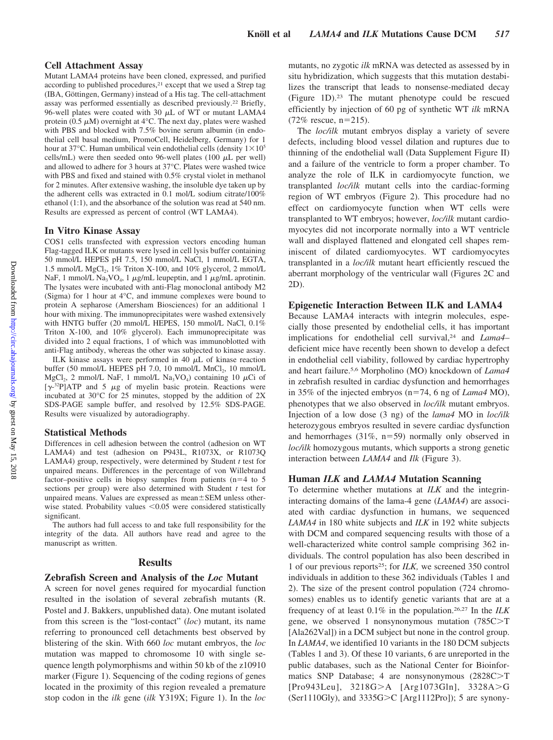### Cell Attachment Assay

Mutant LAMA4 proteins have been cloned, expressed, and purified according to published procedures,[21] except that we used a Strep tag (IBA, Göttingen, Germany) instead of a His tag. The cell-attachment assay was performed essentially as described previously.[22] Briefly, 96-well plates were coated with 30 $\mu$L of WT or mutant LAMA4 protein (0.5 $\mu$M) overnight at 4°C. The next day, plates were washed with PBS and blocked with 7.5% bovine serum albumin (in endothelial cell basal medium, PromoCell, Heidelberg, Germany) for 1 hour at 37°C. Human umbilical vein endothelial cells (density $1\times10^5$ cells/mL) were then seeded onto 96-well plates (100 $\mu$L per well) and allowed to adhere for 3 hours at 37°C. Plates were washed twice with PBS and fixed and stained with 0.5% crystal violet in methanol for 2 minutes. After extensive washing, the insoluble dye taken up by the adherent cells was extracted in 0.1 mol/L sodium citrate/100% ethanol (1:1), and the absorbance of the solution was read at 540 nm. Results are expressed as percent of control (WT LAMA4).

### In Vitro Kinase Assay

COS1 cells transfected with expression vectors encoding human Flag-tagged ILK or mutants were lysed in cell lysis buffer containing 50 mmol/L HEPES pH 7.5, 150 mmol/L NaCl, 1 mmol/L EGTA, 1.5 mmol/L $MgCl_2$, 1% Triton X-100, and 10% glycerol, 2 mmol/L NaF, 1 mmol/L $Na_3VO_4$, 1 $\mu$g/mL leupeptin, and 1 $\mu$g/mL aprotinin. The lysates were incubated with anti-Flag monoclonal antibody M2 (Sigma) for 1 hour at 4°C, and immune complexes were bound to protein A sepharose (Amersham Biosciences) for an additional 1 hour with mixing. The immunoprecipitates were washed extensively with HNTG buffer (20 mmol/L HEPES, 150 mmol/L NaCl, 0.1% Triton X-100, and 10% glycerol). Each immunoprecipitate was divided into 2 equal fractions, 1 of which was immunoblotted with anti-Flag antibody, whereas the other was subjected to kinase assay.

ILK kinase assays were performed in 40 $\mu$L of kinase reaction buffer (50 mmol/L HEPES pH 7.0, 10 mmol/L $MnCl_2$, 10 mmol/L $MgCl_2$, 2 mmol/L NaF, 1 mmol/L $Na_3VO_4$) containing 10 $\mu$Ci of [$\gamma$-$^{32}$P]ATP and 5 $\mu$g of myelin basic protein. Reactions were incubated at 30°C for 25 minutes, stopped by the addition of 2X SDS-PAGE sample buffer, and resolved by 12.5% SDS-PAGE. Results were visualized by autoradiography.

### Statistical Methods

Differences in cell adhesion between the control (adhesion on WT LAMA4) and test (adhesion on P943L, R1073X, or R1073Q LAMA4) group, respectively, were determined by Student *t* test for unpaired means. Differences in the percentage of von Willebrand factor–positive cells in biopsy samples from patients ($n=4$ to 5 sections per group) were also determined with Student *t* test for unpaired means. Values are expressed as mean±SEM unless otherwise stated. Probability values $<0.05$ were considered statistically significant.

The authors had full access to and take full responsibility for the integrity of the data. All authors have read and agree to the manuscript as written.

## Results

### Zebrafish Screen and Analysis of the *Loc* Mutant

A screen for novel genes required for myocardial function resulted in the isolation of several zebrafish mutants (R. Postel and J. Bakkers, unpublished data). One mutant isolated from this screen is the "lost-contact" (*loc*) mutant, its name referring to pronounced cell detachments best observed by blistering of the skin. With 660 *loc* mutant embryos, the *loc* mutation was mapped to chromosome 10 with single sequence length polymorphisms and within 50 kb of the z10910 marker (Figure 1). Sequencing of the coding regions of genes located in the proximity of this region revealed a premature stop codon in the *ilk* gene (*ilk* Y319X; Figure 1). In the *loc* mutants, no zygotic *ilk* mRNA was detected as assessed by in situ hybridization, which suggests that this mutation destabilizes the transcript that leads to nonsense-mediated decay (Figure 1D).[23] The mutant phenotype could be rescued efficiently by injection of 60 pg of synthetic WT *ilk* mRNA (72% rescue, $n=215$).

The *loc/ilk* mutant embryos display a variety of severe defects, including blood vessel dilation and ruptures due to thinning of the endothelial wall (Data Supplement Figure II) and a failure of the ventricle to form a proper chamber. To analyze the role of ILK in cardiomyocyte function, we transplanted *loc/ilk* mutant cells into the cardiac-forming region of WT embryos (Figure 2). This procedure had no effect on cardiomyocyte function when WT cells were transplanted to WT embryos; however, *loc/ilk* mutant cardiomyocytes did not incorporate normally into a WT ventricle wall and displayed flattened and elongated cell shapes reminiscent of dilated cardiomyocytes. WT cardiomyocytes transplanted in a *loc/ilk* mutant heart efficiently rescued the aberrant morphology of the ventricular wall (Figures 2C and 2D).

### Epigenetic Interaction Between ILK and LAMA4

Because LAMA4 interacts with integrin molecules, especially those presented by endothelial cells, it has important implications for endothelial cell survival,[24] and *Lama4*–deficient mice have recently been shown to develop a defect in endothelial cell viability, followed by cardiac hypertrophy and heart failure.[5,6] Morpholino (MO) knockdown of *Lama4* in zebrafish resulted in cardiac dysfunction and hemorrhages in 35% of the injected embryos ($n=74$, 6 ng of *Lama4* MO), phenotypes that we also observed in *loc/ilk* mutant embryos. Injection of a low dose (3 ng) of the *lama4* MO in *loc/ilk* heterozygous embryos resulted in severe cardiac dysfunction and hemorrhages (31%, $n=59$) normally only observed in *loc/ilk* homozygous mutants, which supports a strong genetic interaction between *LAMA4* and *Ilk* (Figure 3).

### Human *ILK* and *LAMA4* Mutation Scanning

To determine whether mutations at *ILK* and the integrin-interacting domains of the lama-4 gene (*LAMA4*) are associated with cardiac dysfunction in humans, we sequenced *LAMA4* in 180 white subjects and *ILK* in 192 white subjects with DCM and compared sequencing results with those of a well-characterized white control sample comprising 362 individuals. The control population has also been described in 1 of our previous reports[25]; for *ILK,* we screened 350 control individuals in addition to these 362 individuals (Tables 1 and 2). The size of the present control population (724 chromosomes) enables us to identify genetic variants that are at a frequency of at least 0.1% in the population.[26,27] In the *ILK* gene, we observed 1 nonsynonymous mutation (785C>T [Ala262Val]) in a DCM subject but none in the control group. In *LAMA4*, we identified 10 variants in the 180 DCM subjects (Tables 1 and 3). Of these 10 variants, 6 are unreported in the public databases, such as the National Center for Bioinformatics SNP Database; 4 are nonsynonymous (2828C>T [Pro943Leu], 3218G>A [Arg1073Gln], 3328A>G (Ser1110Gly), and 3335G>C [Arg1112Pro]); 5 are synony-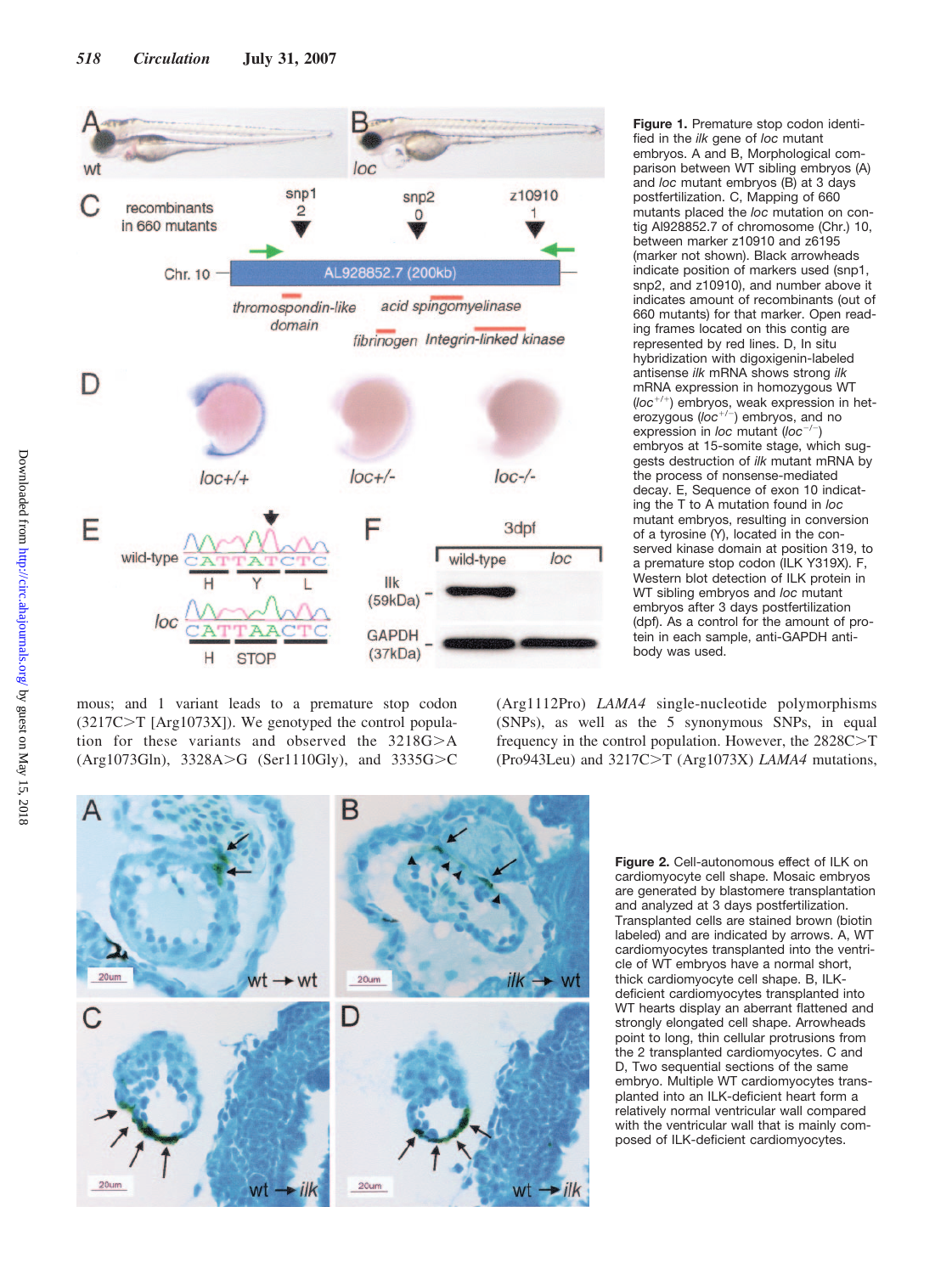**Figure 1.** Premature stop codon identified in the *ilk* gene of *loc* mutant embryos. A and B, Morphological comparison between WT sibling embryos (A) and *loc* mutant embryos (B) at 3 days postfertilization. C, Mapping of 660 mutants placed the *loc* mutation on contig Al928852.7 of chromosome (Chr.) 10, between marker z10910 and z6195 (marker not shown). Black arrowheads indicate position of markers used (snp1, snp2, and z10910), and number above it indicates amount of recombinants (out of 660 mutants) for that marker. Open reading frames located on this contig are represented by red lines. D, In situ hybridization with digoxigenin-labeled antisense *ilk* mRNA shows strong *ilk* mRNA expression in homozygous WT ($loc^{+/+}$) embryos, weak expression in heterozygous ($loc^{+/-}$) embryos, and no expression in *loc* mutant ($loc^{-/-}$) embryos at 15-somite stage, which suggests destruction of *ilk* mutant mRNA by the process of nonsense-mediated decay. E, Sequence of exon 10 indicating the T to A mutation found in *loc* mutant embryos, resulting in conversion of a tyrosine (Y), located in the conserved kinase domain at position 319, to a premature stop codon (ILK Y319X). F, Western blot detection of ILK protein in WT sibling embryos and *loc* mutant embryos after 3 days postfertilization (dpf). As a control for the amount of protein in each sample, anti-GAPDH antibody was used.

mous; and 1 variant leads to a premature stop codon (3217C>T [Arg1073X]). We genotyped the control population for these variants and observed the 3218G>A (Arg1073Gln), 3328A>G (Ser1110Gly), and 3335G>C (Arg1112Pro) *LAMA4* single-nucleotide polymorphisms (SNPs), as well as the 5 synonymous SNPs, in equal frequency in the control population. However, the 2828C>T (Pro943Leu) and 3217C>T (Arg1073X) *LAMA4* mutations,

**Figure 2.** Cell-autonomous effect of ILK on cardiomyocyte cell shape. Mosaic embryos are generated by blastomere transplantation and analyzed at 3 days postfertilization. Transplanted cells are stained brown (biotin labeled) and are indicated by arrows. A, WT cardiomyocytes transplanted into the ventricle of WT embryos have a normal short, thick cardiomyocyte cell shape. B, ILK-deficient cardiomyocytes transplanted into WT hearts display an aberrant flattened and strongly elongated cell shape. Arrowheads point to long, thin cellular protrusions from the 2 transplanted cardiomyocytes. C and D, Two sequential sections of the same embryo. Multiple WT cardiomyocytes transplanted into an ILK-deficient heart form a relatively normal ventricular wall compared with the ventricular wall that is mainly composed of ILK-deficient cardiomyocytes.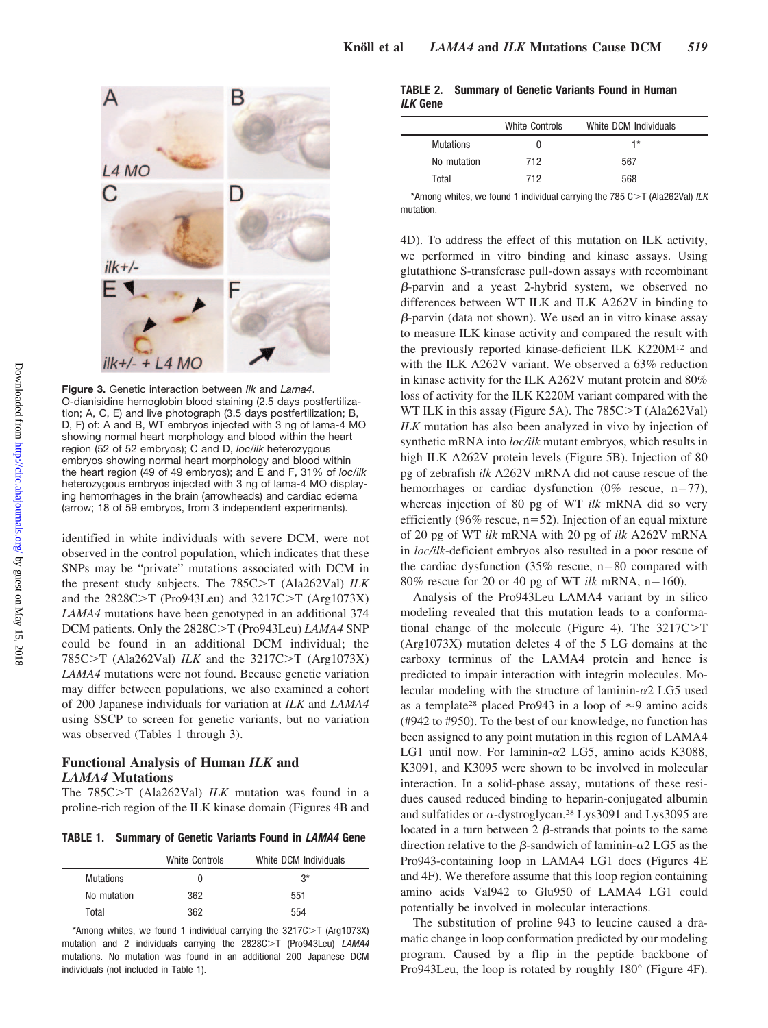**Figure 3.** Genetic interaction between *Ilk* and *Lama4*. O-dianisidine hemoglobin blood staining (2.5 days postfertilization; A, C, E) and live photograph (3.5 days postfertilization; B, D, F) of: A and B, WT embryos injected with 3 ng of lama-4 MO showing normal heart morphology and blood within the heart region (52 of 52 embryos); C and D, *loc/ilk* heterozygous embryos showing normal heart morphology and blood within the heart region (49 of 49 embryos); and E and F, 31% of *loc/ilk* heterozygous embryos injected with 3 ng of lama-4 MO displaying hemorrhages in the brain (arrowheads) and cardiac edema (arrow; 18 of 59 embryos, from 3 independent experiments).

identified in white individuals with severe DCM, were not observed in the control population, which indicates that these SNPs may be "private" mutations associated with DCM in the present study subjects. The 785C>T (Ala262Val) *ILK* and the 2828C>T (Pro943Leu) and 3217C>T (Arg1073X) *LAMA4* mutations have been genotyped in an additional 374 DCM patients. Only the 2828C>T (Pro943Leu) *LAMA4* SNP could be found in an additional DCM individual; the 785C>T (Ala262Val) *ILK* and the 3217C>T (Arg1073X) *LAMA4* mutations were not found. Because genetic variation may differ between populations, we also examined a cohort of 200 Japanese individuals for variation at *ILK* and *LAMA4* using SSCP to screen for genetic variants, but no variation was observed (Tables 1 through 3).

## Functional Analysis of Human *ILK* and *LAMA4* Mutations

The 785C>T (Ala262Val) *ILK* mutation was found in a proline-rich region of the ILK kinase domain (Figures 4B and 4D). To address the effect of this mutation on ILK activity, we performed in vitro binding and kinase assays. Using glutathione S-transferase pull-down assays with recombinant β-parvin and a yeast 2-hybrid system, we observed no differences between WT ILK and ILK A262V in binding to β-parvin (data not shown). We used an in vitro kinase assay to measure ILK kinase activity and compared the result with the previously reported kinase-deficient ILK K220M[12] and with the ILK A262V variant. We observed a 63% reduction in kinase activity for the ILK A262V mutant protein and 80% loss of activity for the ILK K220M variant compared with the WT ILK in this assay (Figure 5A). The 785C>T (Ala262Val) *ILK* mutation has also been analyzed in vivo by injection of synthetic mRNA into *loc/ilk* mutant embryos, which results in high ILK A262V protein levels (Figure 5B). Injection of 80 pg of zebrafish *ilk* A262V mRNA did not cause rescue of the hemorrhages or cardiac dysfunction (0% rescue, n=77), whereas injection of 80 pg of WT *ilk* mRNA did so very efficiently (96% rescue, n=52). Injection of an equal mixture of 20 pg of WT *ilk* mRNA with 20 pg of *ilk* A262V mRNA in *loc/ilk*-deficient embryos also resulted in a poor rescue of the cardiac dysfunction (35% rescue, n=80 compared with 80% rescue for 20 or 40 pg of WT *ilk* mRNA, n=160).

Analysis of the Pro943Leu LAMA4 variant by in silico modeling revealed that this mutation leads to a conformational change of the molecule (Figure 4). The 3217C>T (Arg1073X) mutation deletes 4 of the 5 LG domains at the carboxy terminus of the LAMA4 protein and hence is predicted to impair interaction with integrin molecules. Molecular modeling with the structure of laminin-α2 LG5 used as a template[28] placed Pro943 in a loop of ≈9 amino acids (#942 to #950). To the best of our knowledge, no function has been assigned to any point mutation in this region of LAMA4 LG1 until now. For laminin-α2 LG5, amino acids K3088, K3091, and K3095 were shown to be involved in molecular interaction. In a solid-phase assay, mutations of these residues caused reduced binding to heparin-conjugated albumin and sulfatides or α-dystroglycan.[28] Lys3091 and Lys3095 are located in a turn between 2 β-strands that points to the same direction relative to the β-sandwich of laminin-α2 LG5 as the Pro943-containing loop in LAMA4 LG1 does (Figures 4E and 4F). We therefore assume that this loop region containing amino acids Val942 to Glu950 of LAMA4 LG1 could potentially be involved in molecular interactions.

The substitution of proline 943 to leucine caused a dramatic change in loop conformation predicted by our modeling program. Caused by a flip in the peptide backbone of Pro943Leu, the loop is rotated by roughly 180° (Figure 4F).

**TABLE 1. Summary of Genetic Variants Found in *LAMA4* Gene**

| | White Controls | White DCM Individuals |
|---|---|---|
| Mutations | 0 | 3* |
| No mutation | 362 | 551 |
| Total | 362 | 554 |

*Among whites, we found 1 individual carrying the 3217C>T (Arg1073X) mutation and 2 individuals carrying the 2828C>T (Pro943Leu) *LAMA4* mutations. No mutation was found in an additional 200 Japanese DCM individuals (not included in Table 1).

**TABLE 2. Summary of Genetic Variants Found in Human *ILK* Gene**

| | White Controls | White DCM Individuals |
|---|---|---|
| Mutations | 0 | 1* |
| No mutation | 712 | 567 |
| Total | 712 | 568 |

*Among whites, we found 1 individual carrying the 785 C>T (Ala262Val) *ILK* mutation.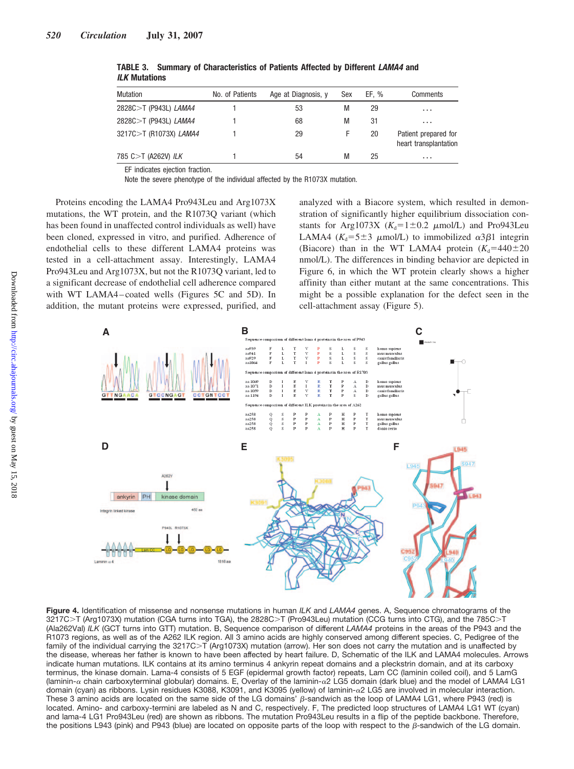**TABLE 3. Summary of Characteristics of Patients Affected by Different *LAMA4* and *ILK* Mutations**

| Mutation | No. of Patients | Age at Diagnosis, y | Sex | EF, % | Comments |
|---|---|---|---|---|---|
| 2828C>T (P943L) *LAMA4* | 1 | 53 | M | 29 | ... |
| 2828C>T (P943L) *LAMA4* | 1 | 68 | M | 31 | ... |
| 3217C>T (R1073X) *LAMA4* | 1 | 29 | F | 20 | Patient prepared for heart transplantation |
| 785 C>T (A262V) *ILK* | 1 | 54 | M | 25 | ... |

EF indicates ejection fraction.

Note the severe phenotype of the individual affected by the R1073X mutation.

Proteins encoding the LAMA4 Pro943Leu and Arg1073X mutations, the WT protein, and the R1073Q variant (which has been found in unaffected control individuals as well) have been cloned, expressed in vitro, and purified. Adherence of endothelial cells to these different LAMA4 proteins was tested in a cell-attachment assay. Interestingly, LAMA4 Pro943Leu and Arg1073X, but not the R1073Q variant, led to a significant decrease of endothelial cell adherence compared with WT LAMA4–coated wells (Figures 5C and 5D). In addition, the mutant proteins were expressed, purified, and analyzed with a Biacore system, which resulted in demonstration of significantly higher equilibrium dissociation constants for Arg1073X ($K_d$=1±0.2 μmol/L) and Pro943Leu LAMA4 ($K_d$=5±3 μmol/L) to immobilized $\alpha 3\beta 1$ integrin (Biacore) than in the WT LAMA4 protein ($K_d$=440±20 nmol/L). The differences in binding behavior are depicted in Figure 6, in which the WT protein clearly shows a higher affinity than either mutant at the same concentrations. This might be a possible explanation for the defect seen in the cell-attachment assay (Figure 5).

**Figure 4.** Identification of missense and nonsense mutations in human *ILK* and *LAMA4* genes. A, Sequence chromatograms of the 3217C>T (Arg1073X) mutation (CGA turns into TGA), the 2828C>T (Pro943Leu) mutation (CCG turns into CTG), and the 785C>T (Ala262Val) *ILK* (GCT turns into GTT) mutation. B, Sequence comparison of different *LAMA4* proteins in the areas of the P943 and the R1073 regions, as well as of the A262 ILK region. All 3 amino acids are highly conserved among different species. C, Pedigree of the family of the individual carrying the 3217C>T (Arg1073X) mutation (arrow). Her son does not carry the mutation and is unaffected by the disease, whereas her father is known to have been affected by heart failure. D, Schematic of the ILK and LAMA4 molecules. Arrows indicate human mutations. ILK contains at its amino terminus 4 ankyrin repeat domains and a pleckstrin domain, and at its carboxy terminus, the kinase domain. Lama-4 consists of 5 EGF (epidermal growth factor) repeats, Lam CC (laminin coiled coil), and 5 LamG (laminin-α chain carboxyterminal globular) domains. E, Overlay of the laminin-α2 LG5 domain (dark blue) and the model of LAMA4 LG1 domain (cyan) as ribbons. Lysin residues K3088, K3091, and K3095 (yellow) of laminin-α2 LG5 are involved in molecular interaction. These 3 amino acids are located on the same side of the LG domains' β-sandwich as the loop of LAMA4 LG1, where P943 (red) is located. Amino- and carboxy-termini are labeled as N and C, respectively. F, The predicted loop structures of LAMA4 LG1 WT (cyan) and lama-4 LG1 Pro943Leu (red) are shown as ribbons. The mutation Pro943Leu results in a flip of the peptide backbone. Therefore, the positions L943 (pink) and P943 (blue) are located on opposite parts of the loop with respect to the β-sandwich of the LG domain.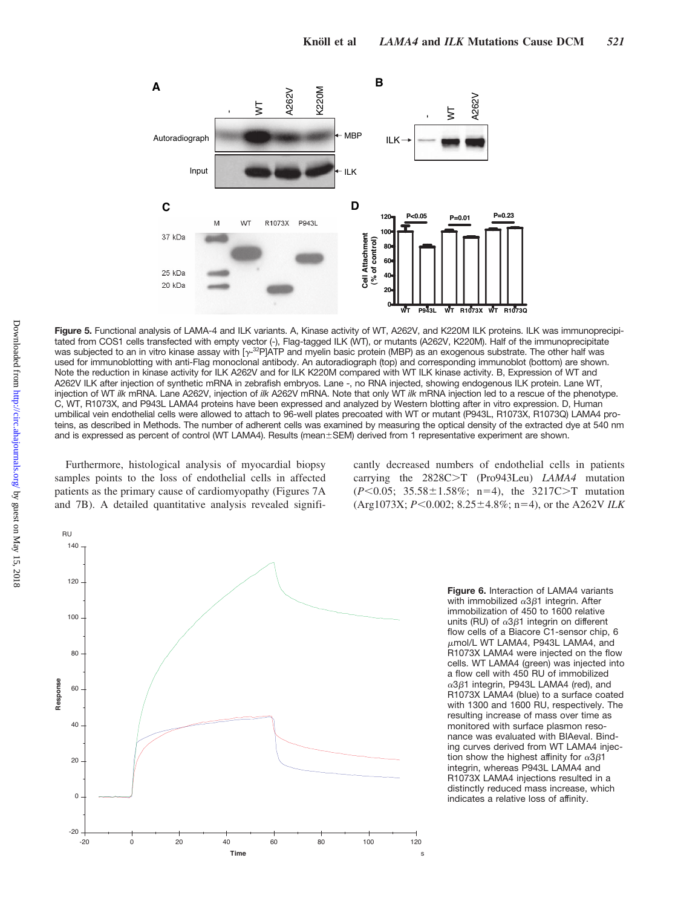**Figure 5.** Functional analysis of LAMA-4 and ILK variants. A, Kinase activity of WT, A262V, and K220M ILK proteins. ILK was immunoprecipitated from COS1 cells transfected with empty vector (-), Flag-tagged ILK (WT), or mutants (A262V, K220M). Half of the immunoprecipitate was subjected to an in vitro kinase assay with [$\gamma$-$^{32}$P]ATP and myelin basic protein (MBP) as an exogenous substrate. The other half was used for immunoblotting with anti-Flag monoclonal antibody. An autoradiograph (top) and corresponding immunoblot (bottom) are shown. Note the reduction in kinase activity for ILK A262V and for ILK K220M compared with WT ILK kinase activity. B, Expression of WT and A262V ILK after injection of synthetic mRNA in zebrafish embryos. Lane -, no RNA injected, showing endogenous ILK protein. Lane WT, injection of WT *ilk* mRNA. Lane A262V, injection of *ilk* A262V mRNA. Note that only WT *ilk* mRNA injection led to a rescue of the phenotype. C, WT, R1073X, and P943L LAMA4 proteins have been expressed and analyzed by Western blotting after in vitro expression. D, Human umbilical vein endothelial cells were allowed to attach to 96-well plates precoated with WT or mutant (P943L, R1073X, R1073Q) LAMA4 proteins, as described in Methods. The number of adherent cells was examined by measuring the optical density of the extracted dye at 540 nm and is expressed as percent of control (WT LAMA4). Results (mean±SEM) derived from 1 representative experiment are shown.

Furthermore, histological analysis of myocardial biopsy samples points to the loss of endothelial cells in affected patients as the primary cause of cardiomyopathy (Figures 7A and 7B). A detailed quantitative analysis revealed significantly decreased numbers of endothelial cells in patients carrying the 2828C>T (Pro943Leu) *LAMA4* mutation ($P<0.05$; 35.58±1.58%; n=4), the 3217C>T mutation (Arg1073X; $P<0.002$; 8.25±4.8%; n=4), or the A262V *ILK*

**Figure 6.** Interaction of LAMA4 variants with immobilized $\alpha3\beta1$ integrin. After immobilization of 450 to 1600 relative units (RU) of $\alpha3\beta1$ integrin on different flow cells of a Biacore C1-sensor chip, 6 $\mu$mol/L WT LAMA4, P943L LAMA4, and R1073X LAMA4 were injected on the flow cells. WT LAMA4 (green) was injected into a flow cell with 450 RU of immobilized $\alpha3\beta1$ integrin, P943L LAMA4 (red), and R1073X LAMA4 (blue) to a surface coated with 1300 and 1600 RU, respectively. The resulting increase of mass over time as monitored with surface plasmon resonance was evaluated with BIAeval. Binding curves derived from WT LAMA4 injection show the highest affinity for $\alpha3\beta1$ integrin, whereas P943L LAMA4 and R1073X LAMA4 injections resulted in a distinctly reduced mass increase, which indicates a relative loss of affinity.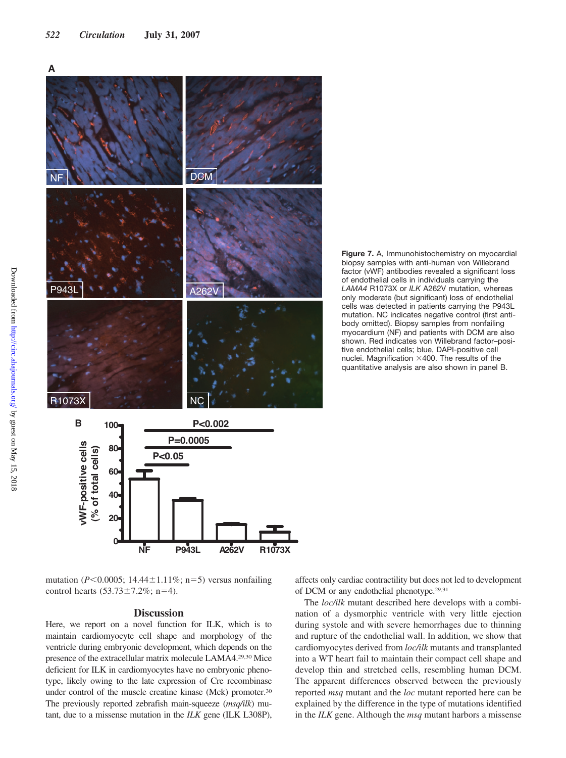**Figure 7.** A, Immunohistochemistry on myocardial biopsy samples with anti-human von Willebrand factor (vWF) antibodies revealed a significant loss of endothelial cells in individuals carrying the *LAMA4* R1073X or *ILK* A262V mutation, whereas only moderate (but significant) loss of endothelial cells was detected in patients carrying the P943L mutation. NC indicates negative control (first antibody omitted). Biopsy samples from nonfailing myocardium (NF) and patients with DCM are also shown. Red indicates von Willebrand factor–positive endothelial cells; blue, DAPI-positive cell nuclei. Magnification ×400. The results of the quantitative analysis are also shown in panel B.

mutation ($P<0.0005$; 14.44±1.11%; n=5) versus nonfailing control hearts (53.73±7.2%; n=4).

## Discussion

Here, we report on a novel function for ILK, which is to maintain cardiomyocyte cell shape and morphology of the ventricle during embryonic development, which depends on the presence of the extracellular matrix molecule LAMA4.[29,30] Mice deficient for ILK in cardiomyocytes have no embryonic phenotype, likely owing to the late expression of Cre recombinase under control of the muscle creatine kinase (Mck) promoter.[30] The previously reported zebrafish main-squeeze (*msq/ilk*) mutant, due to a missense mutation in the *ILK* gene (ILK L308P), affects only cardiac contractility but does not led to development of DCM or any endothelial phenotype.[29,31]

The *loc/ilk* mutant described here develops with a combination of a dysmorphic ventricle with very little ejection during systole and with severe hemorrhages due to thinning and rupture of the endothelial wall. In addition, we show that cardiomyocytes derived from *loc/ilk* mutants and transplanted into a WT heart fail to maintain their compact cell shape and develop thin and stretched cells, resembling human DCM. The apparent differences observed between the previously reported *msq* mutant and the *loc* mutant reported here can be explained by the difference in the type of mutations identified in the *ILK* gene. Although the *msq* mutant harbors a missense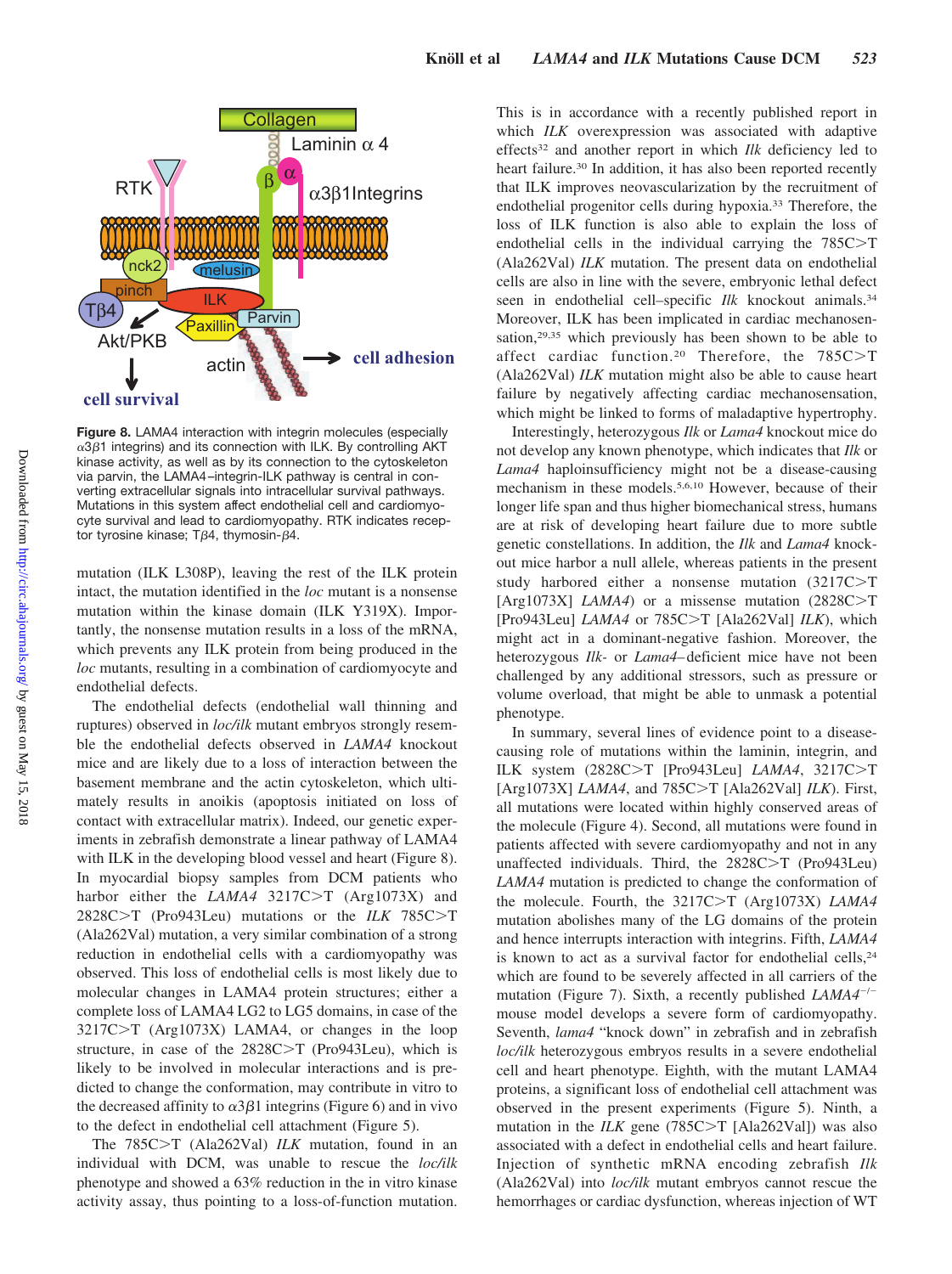Figure 8. LAMA4 interaction with integrin molecules (especially $\alpha3\beta1$ integrins) and its connection with ILK. By controlling AKT kinase activity, as well as by its connection to the cytoskeleton via parvin, the LAMA4–integrin-ILK pathway is central in converting extracellular signals into intracellular survival pathways. Mutations in this system affect endothelial cell and cardiomyocyte survival and lead to cardiomyopathy. RTK indicates receptor tyrosine kinase; T$\beta$4, thymosin-$\beta$4.

mutation (ILK L308P), leaving the rest of the ILK protein intact, the mutation identified in the *loc* mutant is a nonsense mutation within the kinase domain (ILK Y319X). Importantly, the nonsense mutation results in a loss of the mRNA, which prevents any ILK protein from being produced in the *loc* mutants, resulting in a combination of cardiomyocyte and endothelial defects.

The endothelial defects (endothelial wall thinning and ruptures) observed in *loc/ilk* mutant embryos strongly resemble the endothelial defects observed in *LAMA4* knockout mice and are likely due to a loss of interaction between the basement membrane and the actin cytoskeleton, which ultimately results in anoikis (apoptosis initiated on loss of contact with extracellular matrix). Indeed, our genetic experiments in zebrafish demonstrate a linear pathway of LAMA4 with ILK in the developing blood vessel and heart (Figure 8). In myocardial biopsy samples from DCM patients who harbor either the *LAMA4* 3217C>T (Arg1073X) and 2828C>T (Pro943Leu) mutations or the *ILK* 785C>T (Ala262Val) mutation, a very similar combination of a strong reduction in endothelial cells with a cardiomyopathy was observed. This loss of endothelial cells is most likely due to molecular changes in LAMA4 protein structures; either a complete loss of LAMA4 LG2 to LG5 domains, in case of the 3217C>T (Arg1073X) LAMA4, or changes in the loop structure, in case of the 2828C>T (Pro943Leu), which is likely to be involved in molecular interactions and is predicted to change the conformation, may contribute in vitro to the decreased affinity to $\alpha3\beta1$ integrins (Figure 6) and in vivo to the defect in endothelial cell attachment (Figure 5).

The 785C>T (Ala262Val) *ILK* mutation, found in an individual with DCM, was unable to rescue the *loc/ilk* phenotype and showed a 63% reduction in the in vitro kinase activity assay, thus pointing to a loss-of-function mutation. This is in accordance with a recently published report in which *ILK* overexpression was associated with adaptive effects[32] and another report in which *Ilk* deficiency led to heart failure.[30] In addition, it has also been reported recently that ILK improves neovascularization by the recruitment of endothelial progenitor cells during hypoxia.[33] Therefore, the loss of ILK function is also able to explain the loss of endothelial cells in the individual carrying the 785C>T (Ala262Val) *ILK* mutation. The present data on endothelial cells are also in line with the severe, embryonic lethal defect seen in endothelial cell–specific *Ilk* knockout animals.[34] Moreover, ILK has been implicated in cardiac mechanosensation,[29,35] which previously has been shown to be able to affect cardiac function.[20] Therefore, the 785C>T (Ala262Val) *ILK* mutation might also be able to cause heart failure by negatively affecting cardiac mechanosensation, which might be linked to forms of maladaptive hypertrophy.

Interestingly, heterozygous *Ilk* or *Lama4* knockout mice do not develop any known phenotype, which indicates that *Ilk* or *Lama4* haploinsufficiency might not be a disease-causing mechanism in these models.[5,6,10] However, because of their longer life span and thus higher biomechanical stress, humans are at risk of developing heart failure due to more subtle genetic constellations. In addition, the *Ilk* and *Lama4* knockout mice harbor a null allele, whereas patients in the present study harbored either a nonsense mutation (3217C>T [Arg1073X] *LAMA4*) or a missense mutation (2828C>T [Pro943Leu] *LAMA4* or 785C>T [Ala262Val] *ILK*), which might act in a dominant-negative fashion. Moreover, the heterozygous *Ilk*- or *Lama4*–deficient mice have not been challenged by any additional stressors, such as pressure or volume overload, that might be able to unmask a potential phenotype.

In summary, several lines of evidence point to a disease-causing role of mutations within the laminin, integrin, and ILK system (2828C>T [Pro943Leu] *LAMA4*, 3217C>T [Arg1073X] *LAMA4*, and 785C>T [Ala262Val] *ILK*). First, all mutations were located within highly conserved areas of the molecule (Figure 4). Second, all mutations were found in patients affected with severe cardiomyopathy and not in any unaffected individuals. Third, the 2828C>T (Pro943Leu) *LAMA4* mutation is predicted to change the conformation of the molecule. Fourth, the 3217C>T (Arg1073X) *LAMA4* mutation abolishes many of the LG domains of the protein and hence interrupts interaction with integrins. Fifth, *LAMA4* is known to act as a survival factor for endothelial cells,[24] which are found to be severely affected in all carriers of the mutation (Figure 7). Sixth, a recently published *LAMA4*$^{-/-}$ mouse model develops a severe form of cardiomyopathy. Seventh, *lama4* "knock down" in zebrafish and in zebrafish *loc/ilk* heterozygous embryos results in a severe endothelial cell and heart phenotype. Eighth, with the mutant LAMA4 proteins, a significant loss of endothelial cell attachment was observed in the present experiments (Figure 5). Ninth, a mutation in the *ILK* gene (785C>T [Ala262Val]) was also associated with a defect in endothelial cells and heart failure. Injection of synthetic mRNA encoding zebrafish *Ilk* (Ala262Val) into *loc/ilk* mutant embryos cannot rescue the hemorrhages or cardiac dysfunction, whereas injection of WT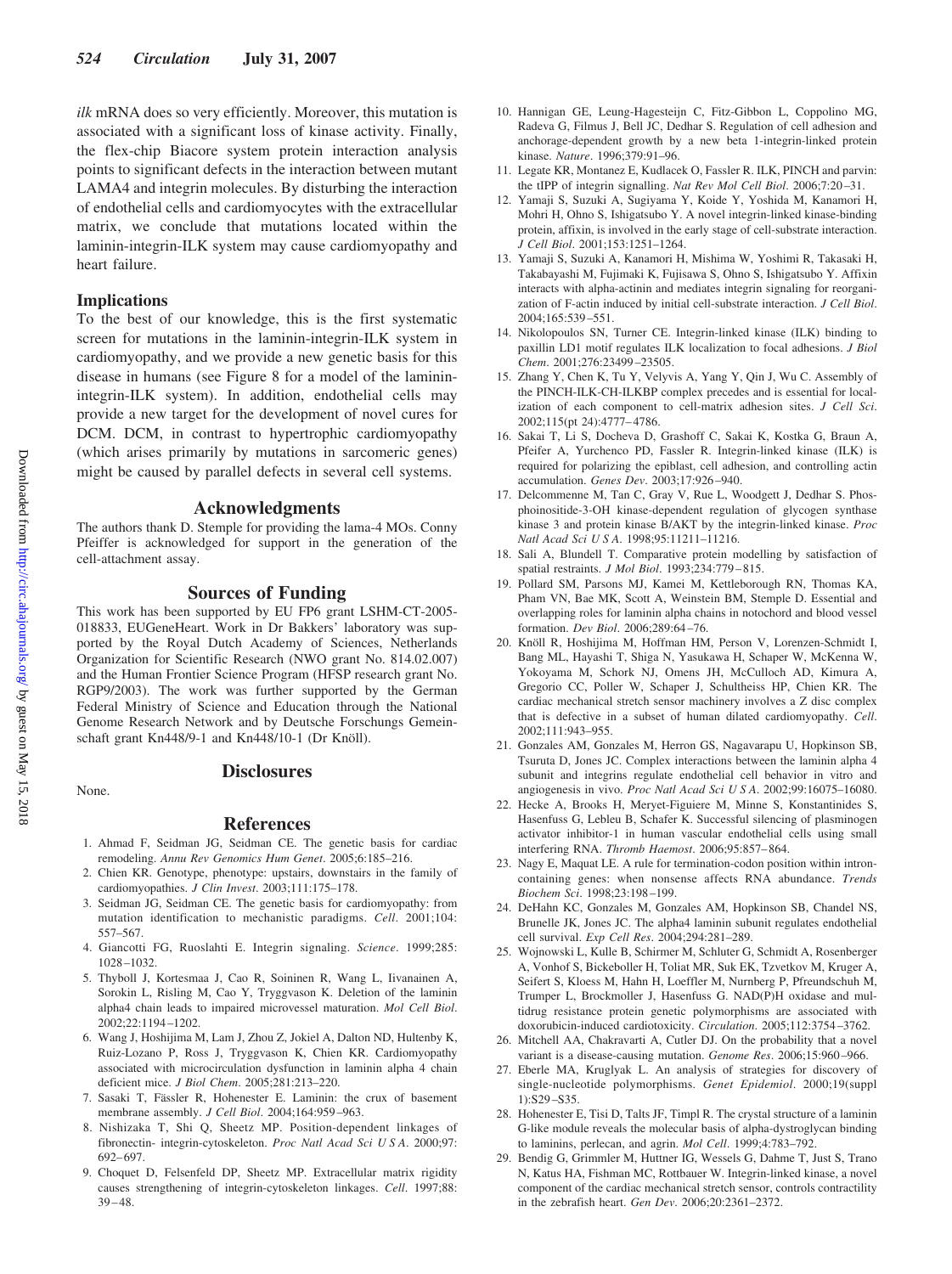*ilk* mRNA does so very efficiently. Moreover, this mutation is associated with a significant loss of kinase activity. Finally, the flex-chip Biacore system protein interaction analysis points to significant defects in the interaction between mutant LAMA4 and integrin molecules. By disturbing the interaction of endothelial cells and cardiomyocytes with the extracellular matrix, we conclude that mutations located within the laminin-integrin-ILK system may cause cardiomyopathy and heart failure.

### Implications

To the best of our knowledge, this is the first systematic screen for mutations in the laminin-integrin-ILK system in cardiomyopathy, and we provide a new genetic basis for this disease in humans (see Figure 8 for a model of the laminin-integrin-ILK system). In addition, endothelial cells may provide a new target for the development of novel cures for DCM. DCM, in contrast to hypertrophic cardiomyopathy (which arises primarily by mutations in sarcomeric genes) might be caused by parallel defects in several cell systems.

## Acknowledgments

The authors thank D. Stemple for providing the lama-4 MOs. Conny Pfeiffer is acknowledged for support in the generation of the cell-attachment assay.

## Sources of Funding

This work has been supported by EU FP6 grant LSHM-CT-2005-018833, EUGeneHeart. Work in Dr Bakkers' laboratory was supported by the Royal Dutch Academy of Sciences, Netherlands Organization for Scientific Research (NWO grant No. 814.02.007) and the Human Frontier Science Program (HFSP research grant No. RGP9/2003). The work was further supported by the German Federal Ministry of Science and Education through the National Genome Research Network and by Deutsche Forschungs Gemeinschaft grant Kn448/9-1 and Kn448/10-1 (Dr Knöll).

## Disclosures

None.

## References

1. Ahmad F, Seidman JG, Seidman CE. The genetic basis for cardiac remodeling. *Annu Rev Genomics Hum Genet*. 2005;6:185–216.
2. Chien KR. Genotype, phenotype: upstairs, downstairs in the family of cardiomyopathies. *J Clin Invest*. 2003;111:175–178.
3. Seidman JG, Seidman CE. The genetic basis for cardiomyopathy: from mutation identification to mechanistic paradigms. *Cell*. 2001;104: 557–567.
4. Giancotti FG, Ruoslahti E. Integrin signaling. *Science*. 1999;285: 1028–1032.
5. Thyboll J, Kortesmaa J, Cao R, Soininen R, Wang L, Iivanainen A, Sorokin L, Risling M, Cao Y, Tryggvason K. Deletion of the laminin alpha4 chain leads to impaired microvessel maturation. *Mol Cell Biol*. 2002;22:1194–1202.
6. Wang J, Hoshijima M, Lam J, Zhou Z, Jokiel A, Dalton ND, Hultenby K, Ruiz-Lozano P, Ross J, Tryggvason K, Chien KR. Cardiomyopathy associated with microcirculation dysfunction in laminin alpha 4 chain deficient mice. *J Biol Chem*. 2005;281:213–220.
7. Sasaki T, Fässler R, Hohenester E. Laminin: the crux of basement membrane assembly. *J Cell Biol*. 2004;164:959–963.
8. Nishizaka T, Shi Q, Sheetz MP. Position-dependent linkages of fibronectin- integrin-cytoskeleton. *Proc Natl Acad Sci U S A*. 2000;97: 692–697.
9. Choquet D, Felsenfeld DP, Sheetz MP. Extracellular matrix rigidity causes strengthening of integrin-cytoskeleton linkages. *Cell*. 1997;88: 39–48.
10. Hannigan GE, Leung-Hagesteijn C, Fitz-Gibbon L, Coppolino MG, Radeva G, Filmus J, Bell JC, Dedhar S. Regulation of cell adhesion and anchorage-dependent growth by a new beta 1-integrin-linked protein kinase. *Nature*. 1996;379:91–96.
11. Legate KR, Montanez E, Kudlacek O, Fassler R. ILK, PINCH and parvin: the tIPP of integrin signalling. *Nat Rev Mol Cell Biol*. 2006;7:20–31.
12. Yamaji S, Suzuki A, Sugiyama Y, Koide Y, Yoshida M, Kanamori H, Mohri H, Ohno S, Ishigatsubo Y. A novel integrin-linked kinase-binding protein, affixin, is involved in the early stage of cell-substrate interaction. *J Cell Biol*. 2001;153:1251–1264.
13. Yamaji S, Suzuki A, Kanamori H, Mishima W, Yoshimi R, Takasaki H, Takabayashi M, Fujimaki K, Fujisawa S, Ohno S, Ishigatsubo Y. Affixin interacts with alpha-actinin and mediates integrin signaling for reorganization of F-actin induced by initial cell-substrate interaction. *J Cell Biol*. 2004;165:539–551.
14. Nikolopoulos SN, Turner CE. Integrin-linked kinase (ILK) binding to paxillin LD1 motif regulates ILK localization to focal adhesions. *J Biol Chem*. 2001;276:23499–23505.
15. Zhang Y, Chen K, Tu Y, Velyvis A, Yang Y, Qin J, Wu C. Assembly of the PINCH-ILK-CH-ILKBP complex precedes and is essential for localization of each component to cell-matrix adhesion sites. *J Cell Sci*. 2002;115(pt 24):4777–4786.
16. Sakai T, Li S, Docheva D, Grashoff C, Sakai K, Kostka G, Braun A, Pfeifer A, Yurchenco PD, Fassler R. Integrin-linked kinase (ILK) is required for polarizing the epiblast, cell adhesion, and controlling actin accumulation. *Genes Dev*. 2003;17:926–940.
17. Delcommenne M, Tan C, Gray V, Rue L, Woodgett J, Dedhar S. Phosphoinositide-3-OH kinase-dependent regulation of glycogen synthase kinase 3 and protein kinase B/AKT by the integrin-linked kinase. *Proc Natl Acad Sci U S A*. 1998;95:11211–11216.
18. Sali A, Blundell T. Comparative protein modelling by satisfaction of spatial restraints. *J Mol Biol*. 1993;234:779–815.
19. Pollard SM, Parsons MJ, Kamei M, Kettleborough RN, Thomas KA, Pham VN, Bae MK, Scott A, Weinstein BM, Stemple D. Essential and overlapping roles for laminin alpha chains in notochord and blood vessel formation. *Dev Biol*. 2006;289:64–76.
20. Knöll R, Hoshijima M, Hoffman HM, Person V, Lorenzen-Schmidt I, Bang ML, Hayashi T, Shiga N, Yasukawa H, Schaper W, McKenna W, Yokoyama M, Schork NJ, Omens JH, McCulloch AD, Kimura A, Gregorio CC, Poller W, Schaper J, Schultheiss HP, Chien KR. The cardiac mechanical stretch sensor machinery involves a Z disc complex that is defective in a subset of human dilated cardiomyopathy. *Cell*. 2002;111:943–955.
21. Gonzales AM, Gonzales M, Herron GS, Nagavarapu U, Hopkinson SB, Tsuruta D, Jones JC. Complex interactions between the laminin alpha 4 subunit and integrins regulate endothelial cell behavior in vitro and angiogenesis in vivo. *Proc Natl Acad Sci U S A*. 2002;99:16075–16080.
22. Hecke A, Brooks H, Meryet-Figuiere M, Minne S, Konstantinides S, Hasenfuss G, Lebleu B, Schafer K. Successful silencing of plasminogen activator inhibitor-1 in human vascular endothelial cells using small interfering RNA. *Thromb Haemost*. 2006;95:857–864.
23. Nagy E, Maquat LE. A rule for termination-codon position within intron-containing genes: when nonsense affects RNA abundance. *Trends Biochem Sci*. 1998;23:198–199.
24. DeHahn KC, Gonzales M, Gonzales AM, Hopkinson SB, Chandel NS, Brunelle JK, Jones JC. The alpha4 laminin subunit regulates endothelial cell survival. *Exp Cell Res*. 2004;294:281–289.
25. Wojnowski L, Kulle B, Schirmer M, Schluter G, Schmidt A, Rosenberger A, Vonhof S, Bickeboller H, Toliat MR, Suk EK, Tzvetkov M, Kruger A, Seifert S, Kloess M, Hahn H, Loeffler M, Nurnberg P, Pfreundschuh M, Trumper L, Brockmoller J, Hasenfuss G. NAD(P)H oxidase and multidrug resistance protein genetic polymorphisms are associated with doxorubicin-induced cardiotoxicity. *Circulation*. 2005;112:3754–3762.
26. Mitchell AA, Chakravarti A, Cutler DJ. On the probability that a novel variant is a disease-causing mutation. *Genome Res*. 2006;15:960–966.
27. Eberle MA, Kruglyak L. An analysis of strategies for discovery of single-nucleotide polymorphisms. *Genet Epidemiol*. 2000;19(suppl 1):S29–S35.
28. Hohenester E, Tisi D, Talts JF, Timpl R. The crystal structure of a laminin G-like module reveals the molecular basis of alpha-dystroglycan binding to laminins, perlecan, and agrin. *Mol Cell*. 1999;4:783–792.
29. Bendig G, Grimmler M, Huttner IG, Wessels G, Dahme T, Just S, Trano N, Katus HA, Fishman MC, Rottbauer W. Integrin-linked kinase, a novel component of the cardiac mechanical stretch sensor, controls contractility in the zebrafish heart. *Gen Dev*. 2006;20:2361–2372.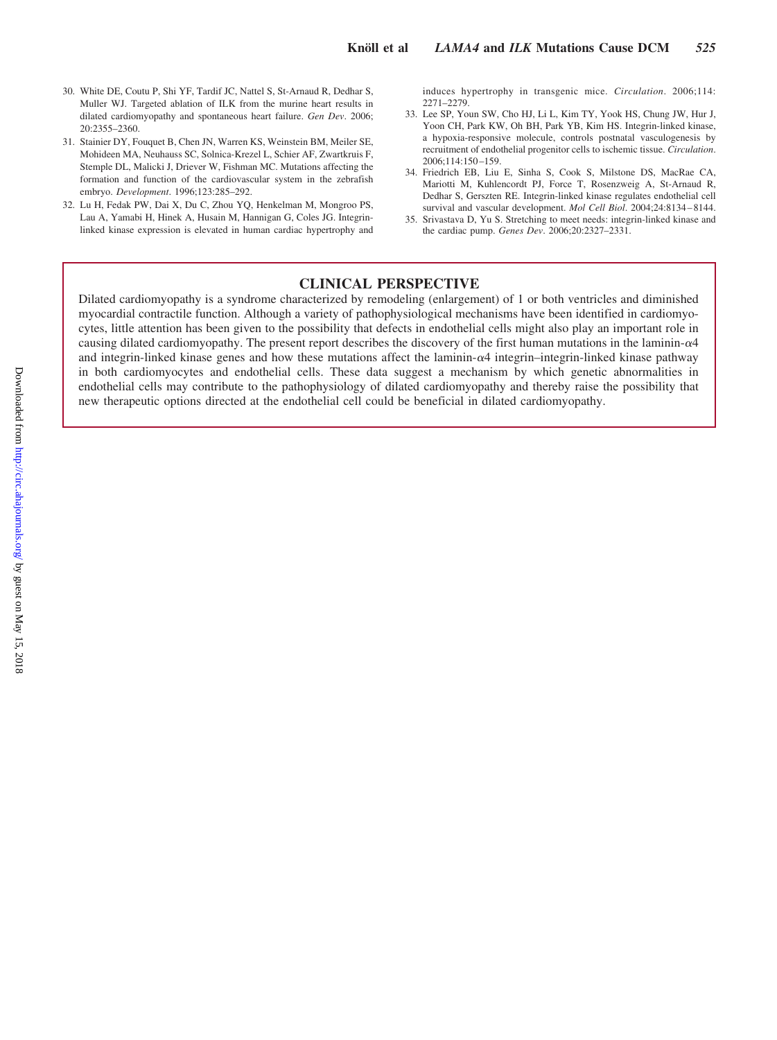30. White DE, Coutu P, Shi YF, Tardif JC, Nattel S, St-Arnaud R, Dedhar S, Muller WJ. Targeted ablation of ILK from the murine heart results in dilated cardiomyopathy and spontaneous heart failure. *Gen Dev*. 2006;20:2355–2360.
31. Stainier DY, Fouquet B, Chen JN, Warren KS, Weinstein BM, Meiler SE, Mohideen MA, Neuhauss SC, Solnica-Krezel L, Schier AF, Zwartkruis F, Stemple DL, Malicki J, Driever W, Fishman MC. Mutations affecting the formation and function of the cardiovascular system in the zebrafish embryo. *Development*. 1996;123:285–292.
32. Lu H, Fedak PW, Dai X, Du C, Zhou YQ, Henkelman M, Mongroo PS, Lau A, Yamabi H, Hinek A, Husain M, Hannigan G, Coles JG. Integrin-linked kinase expression is elevated in human cardiac hypertrophy and induces hypertrophy in transgenic mice. *Circulation*. 2006;114:2271–2279.
33. Lee SP, Youn SW, Cho HJ, Li L, Kim TY, Yook HS, Chung JW, Hur J, Yoon CH, Park KW, Oh BH, Park YB, Kim HS. Integrin-linked kinase, a hypoxia-responsive molecule, controls postnatal vasculogenesis by recruitment of endothelial progenitor cells to ischemic tissue. *Circulation*. 2006;114:150–159.
34. Friedrich EB, Liu E, Sinha S, Cook S, Milstone DS, MacRae CA, Mariotti M, Kuhlencordt PJ, Force T, Rosenzweig A, St-Arnaud R, Dedhar S, Gerszten RE. Integrin-linked kinase regulates endothelial cell survival and vascular development. *Mol Cell Biol*. 2004;24:8134–8144.
35. Srivastava D, Yu S. Stretching to meet needs: integrin-linked kinase and the cardiac pump. *Genes Dev*. 2006;20:2327–2331.

## CLINICAL PERSPECTIVE

Dilated cardiomyopathy is a syndrome characterized by remodeling (enlargement) of 1 or both ventricles and diminished myocardial contractile function. Although a variety of pathophysiological mechanisms have been identified in cardiomyocytes, little attention has been given to the possibility that defects in endothelial cells might also play an important role in causing dilated cardiomyopathy. The present report describes the discovery of the first human mutations in the laminin-α4 and integrin-linked kinase genes and how these mutations affect the laminin-α4 integrin–integrin-linked kinase pathway in both cardiomyocytes and endothelial cells. These data suggest a mechanism by which genetic abnormalities in endothelial cells may contribute to the pathophysiology of dilated cardiomyopathy and thereby raise the possibility that new therapeutic options directed at the endothelial cell could be beneficial in dilated cardiomyopathy.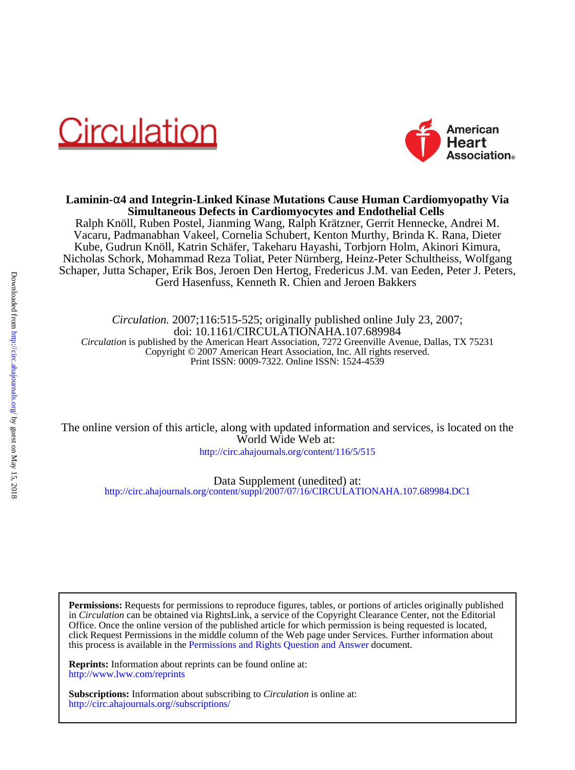Circulation

American Heart Association®

**Laminin-α4 and Integrin-Linked Kinase Mutations Cause Human Cardiomyopathy Via Simultaneous Defects in Cardiomyocytes and Endothelial Cells**

Ralph Knöll, Ruben Postel, Jianming Wang, Ralph Krätzner, Gerrit Hennecke, Andrei M. Vacaru, Padmanabhan Vakeel, Cornelia Schubert, Kenton Murthy, Brinda K. Rana, Dieter Kube, Gudrun Knöll, Katrin Schäfer, Takeharu Hayashi, Torbjorn Holm, Akinori Kimura, Nicholas Schork, Mohammad Reza Toliat, Peter Nürnberg, Heinz-Peter Schultheiss, Wolfgang Schaper, Jutta Schaper, Erik Bos, Jeroen Den Hertog, Fredericus J.M. van Eeden, Peter J. Peters, Gerd Hasenfuss, Kenneth R. Chien and Jeroen Bakkers

*Circulation.* 2007;116:515-525; originally published online July 23, 2007;
doi: 10.1161/CIRCULATIONAHA.107.689984
*Circulation* is published by the American Heart Association, 7272 Greenville Avenue, Dallas, TX 75231
Copyright © 2007 American Heart Association, Inc. All rights reserved.
Print ISSN: 0009-7322. Online ISSN: 1524-4539

The online version of this article, along with updated information and services, is located on the World Wide Web at:
http://circ.ahajournals.org/content/116/5/515

Data Supplement (unedited) at:
http://circ.ahajournals.org/content/suppl/2007/07/16/CIRCULATIONAHA.107.689984.DC1

**Permissions:** Requests for permissions to reproduce figures, tables, or portions of articles originally published in *Circulation* can be obtained via RightsLink, a service of the Copyright Clearance Center, not the Editorial Office. Once the online version of the published article for which permission is being requested is located, click Request Permissions in the middle column of the Web page under Services. Further information about this process is available in the Permissions and Rights Question and Answer document.

**Reprints:** Information about reprints can be found online at:
http://www.lww.com/reprints

**Subscriptions:** Information about subscribing to *Circulation* is online at:
http://circ.ahajournals.org//subscriptions/

Downloaded from http://circ.ahajournals.org/ by guest on May 15, 2018